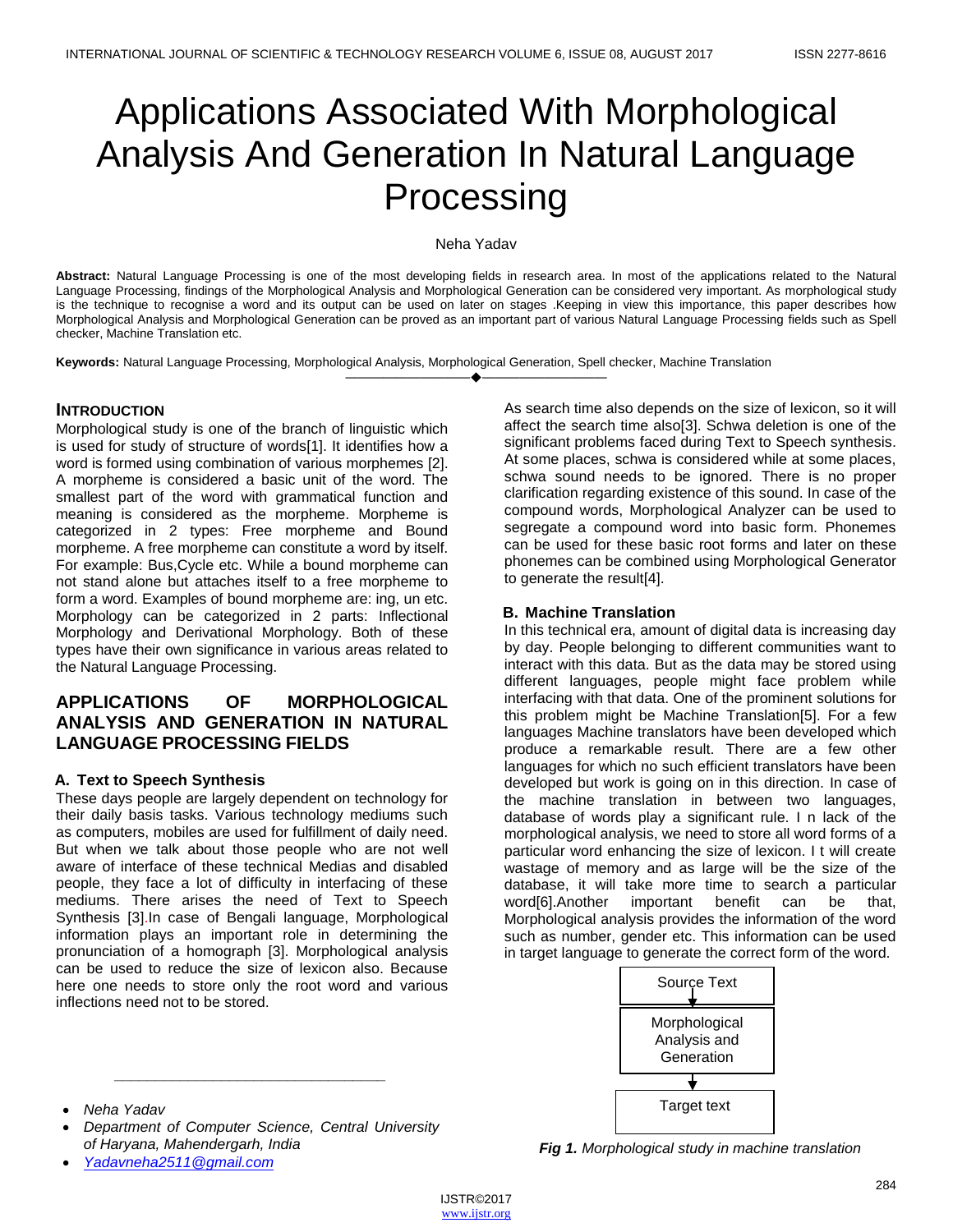# Applications Associated With Morphological Analysis And Generation In Natural Language Processing

Neha Yadav

**Abstract:** Natural Language Processing is one of the most developing fields in research area. In most of the applications related to the Natural Language Processing, findings of the Morphological Analysis and Morphological Generation can be considered very important. As morphological study is the technique to recognise a word and its output can be used on later on stages .Keeping in view this importance, this paper describes how Morphological Analysis and Morphological Generation can be proved as an important part of various Natural Language Processing fields such as Spell checker, Machine Translation etc.

**Keywords:** Natural Language Processing, Morphological Analysis, Morphological Generation, Spell checker, Machine Translation

## INTRODUCTION

Morphological study is one of the branch of linguistic which is used for study of structure of words[1]. It identifies how a word is formed using combination of various morphemes [2]. A morpheme is considered a basic unit of the word. The smallest part of the word with grammatical function and meaning is considered as the morpheme. Morpheme is categorized in 2 types: Free morpheme and Bound morpheme. A free morpheme can constitute a word by itself. For example: Bus,Cycle etc. While a bound morpheme can not stand alone but attaches itself to a free morpheme to form a word. Examples of bound morpheme are: ing, un etc. Morphology can be categorized in 2 parts: Inflectional Morphology and Derivational Morphology. Both of these types have their own significance in various areas related to the Natural Language Processing.

## APPLICATIONS OF MORPHOLOGICAL ANALYSIS AND GENERATION IN NATURAL LANGUAGE PROCESSING FIELDS

### A. Text to Speech Synthesis

These days people are largely dependent on technology for their daily basis tasks. Various technology mediums such as computers, mobiles are used for fulfillment of daily need. But when we talk about those people who are not well aware of interface of these technical Medias and disabled people, they face a lot of difficulty in interfacing of these mediums. There arises the need of Text to Speech Synthesis [3].In case of Bengali language, Morphological information plays an important role in determining the pronunciation of a homograph [3]. Morphological analysis can be used to reduce the size of lexicon also. Because here one needs to store only the root word and various inflections need not to be stored. As search time also depends on the size of lexicon, so it will affect the search time also[3]. Schwa deletion is one of the significant problems faced during Text to Speech synthesis. At some places, schwa is considered while at some places, schwa sound needs to be ignored. There is no proper clarification regarding existence of this sound. In case of the compound words, Morphological Analyzer can be used to segregate a compound word into basic form. Phonemes can be used for these basic root forms and later on these phonemes can be combined using Morphological Generator to generate the result[4].

### B. Machine Translation

In this technical era, amount of digital data is increasing day by day. People belonging to different communities want to interact with this data. But as the data may be stored using different languages, people might face problem while interfacing with that data. One of the prominent solutions for this problem might be Machine Translation[5]. For a few languages Machine translators have been developed which produce a remarkable result. There are a few other languages for which no such efficient translators have been developed but work is going on in this direction. In case of the machine translation in between two languages, database of words play a significant rule. I n lack of the morphological analysis, we need to store all word forms of a particular word enhancing the size of lexicon. I t will create wastage of memory and as large will be the size of the database, it will take more time to search a particular word[6].Another important benefit can be that, Morphological analysis provides the information of the word such as number, gender etc. This information can be used in target language to generate the correct form of the word.

Source Text → Morphological Analysis and Generation → Target text

***Fig 1.*** *Morphological study in machine translation*

- *Neha Yadav*
- *Department of Computer Science, Central University of Haryana, Mahendergarh, India*
- *Yadavneha2511@gmail.com*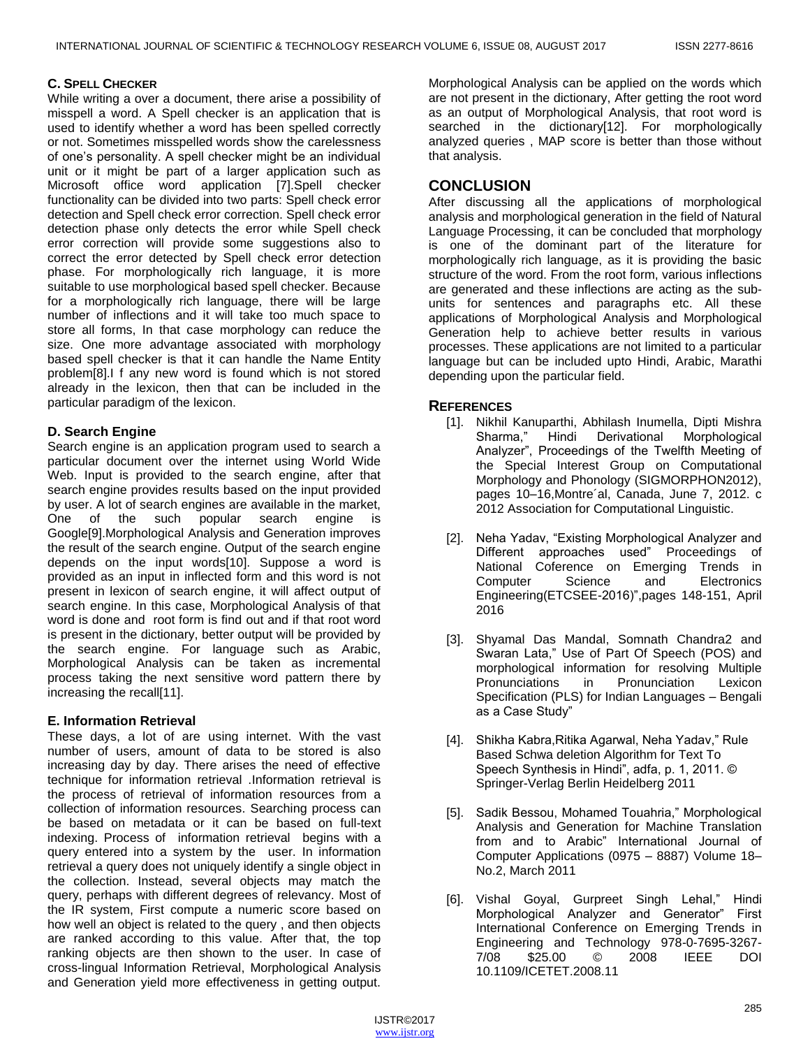### C. Spell Checker

While writing a over a document, there arise a possibility of misspell a word. A Spell checker is an application that is used to identify whether a word has been spelled correctly or not. Sometimes misspelled words show the carelessness of one's personality. A spell checker might be an individual unit or it might be part of a larger application such as Microsoft office word application [7].Spell checker functionality can be divided into two parts: Spell check error detection and Spell check error correction. Spell check error detection phase only detects the error while Spell check error correction will provide some suggestions also to correct the error detected by Spell check error detection phase. For morphologically rich language, it is more suitable to use morphological based spell checker. Because for a morphologically rich language, there will be large number of inflections and it will take too much space to store all forms, In that case morphology can reduce the size. One more advantage associated with morphology based spell checker is that it can handle the Name Entity problem[8].I f any new word is found which is not stored already in the lexicon, then that can be included in the particular paradigm of the lexicon.

### D. Search Engine

Search engine is an application program used to search a particular document over the internet using World Wide Web. Input is provided to the search engine, after that search engine provides results based on the input provided by user. A lot of search engines are available in the market, One of the such popular search engine is Google[9].Morphological Analysis and Generation improves the result of the search engine. Output of the search engine depends on the input words[10]. Suppose a word is provided as an input in inflected form and this word is not present in lexicon of search engine, it will affect output of search engine. In this case, Morphological Analysis of that word is done and root form is find out and if that root word is present in the dictionary, better output will be provided by the search engine. For language such as Arabic, Morphological Analysis can be taken as incremental process taking the next sensitive word pattern there by increasing the recall[11].

### E. Information Retrieval

These days, a lot of are using internet. With the vast number of users, amount of data to be stored is also increasing day by day. There arises the need of effective technique for information retrieval .Information retrieval is the process of retrieval of information resources from a collection of information resources. Searching process can be based on metadata or it can be based on full-text indexing. Process of information retrieval begins with a query entered into a system by the user. In information retrieval a query does not uniquely identify a single object in the collection. Instead, several objects may match the query, perhaps with different degrees of relevancy. Most of the IR system, First compute a numeric score based on how well an object is related to the query , and then objects are ranked according to this value. After that, the top ranking objects are then shown to the user. In case of cross-lingual Information Retrieval, Morphological Analysis and Generation yield more effectiveness in getting output. Morphological Analysis can be applied on the words which are not present in the dictionary, After getting the root word as an output of Morphological Analysis, that root word is searched in the dictionary[12]. For morphologically analyzed queries , MAP score is better than those without that analysis.

## CONCLUSION

After discussing all the applications of morphological analysis and morphological generation in the field of Natural Language Processing, it can be concluded that morphology is one of the dominant part of the literature for morphologically rich language, as it is providing the basic structure of the word. From the root form, various inflections are generated and these inflections are acting as the sub-units for sentences and paragraphs etc. All these applications of Morphological Analysis and Morphological Generation help to achieve better results in various processes. These applications are not limited to a particular language but can be included upto Hindi, Arabic, Marathi depending upon the particular field.

## References

[1]. Nikhil Kanuparthi, Abhilash Inumella, Dipti Mishra Sharma," Hindi Derivational Morphological Analyzer", Proceedings of the Twelfth Meeting of the Special Interest Group on Computational Morphology and Phonology (SIGMORPHON2012), pages 10–16,Montre´al, Canada, June 7, 2012. c 2012 Association for Computational Linguistic.

[2]. Neha Yadav, "Existing Morphological Analyzer and Different approaches used" Proceedings of National Coference on Emerging Trends in Computer Science and Electronics Engineering(ETCSEE-2016)",pages 148-151, April 2016

[3]. Shyamal Das Mandal, Somnath Chandra2 and Swaran Lata," Use of Part Of Speech (POS) and morphological information for resolving Multiple Pronunciations in Pronunciation Lexicon Specification (PLS) for Indian Languages – Bengali as a Case Study"

[4]. Shikha Kabra,Ritika Agarwal, Neha Yadav," Rule Based Schwa deletion Algorithm for Text To Speech Synthesis in Hindi", adfa, p. 1, 2011. © Springer-Verlag Berlin Heidelberg 2011

[5]. Sadik Bessou, Mohamed Touahria," Morphological Analysis and Generation for Machine Translation from and to Arabic" International Journal of Computer Applications (0975 – 8887) Volume 18– No.2, March 2011

[6]. Vishal Goyal, Gurpreet Singh Lehal," Hindi Morphological Analyzer and Generator" First International Conference on Emerging Trends in Engineering and Technology 978-0-7695-3267-7/08 $25.00 © 2008 IEEE DOI 10.1109/ICETET.2008.11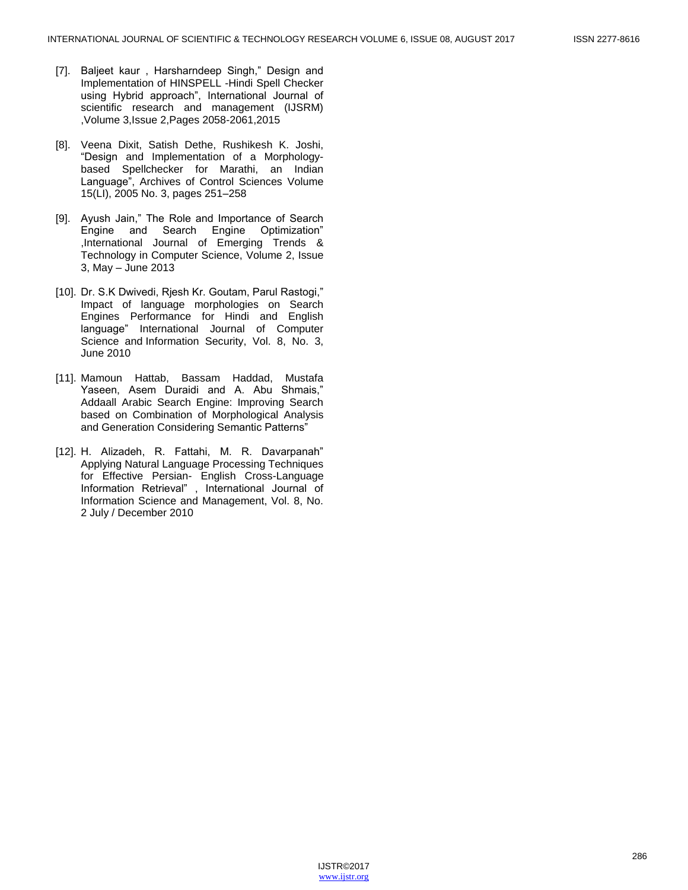[7]. Baljeet kaur , Harsharndeep Singh," Design and Implementation of HINSPELL -Hindi Spell Checker using Hybrid approach", International Journal of scientific research and management (IJSRM) ,Volume 3,Issue 2,Pages 2058-2061,2015

[8]. Veena Dixit, Satish Dethe, Rushikesh K. Joshi, "Design and Implementation of a Morphology-based Spellchecker for Marathi, an Indian Language", Archives of Control Sciences Volume 15(LI), 2005 No. 3, pages 251–258

[9]. Ayush Jain," The Role and Importance of Search Engine and Search Engine Optimization" ,International Journal of Emerging Trends & Technology in Computer Science, Volume 2, Issue 3, May – June 2013

[10]. Dr. S.K Dwivedi, Rjesh Kr. Goutam, Parul Rastogi," Impact of language morphologies on Search Engines Performance for Hindi and English language" International Journal of Computer Science and Information Security, Vol. 8, No. 3, June 2010

[11]. Mamoun Hattab, Bassam Haddad, Mustafa Yaseen, Asem Duraidi and A. Abu Shmais," Addaall Arabic Search Engine: Improving Search based on Combination of Morphological Analysis and Generation Considering Semantic Patterns"

[12]. H. Alizadeh, R. Fattahi, M. R. Davarpanah" Applying Natural Language Processing Techniques for Effective Persian- English Cross-Language Information Retrieval" , International Journal of Information Science and Management, Vol. 8, No. 2 July / December 2010